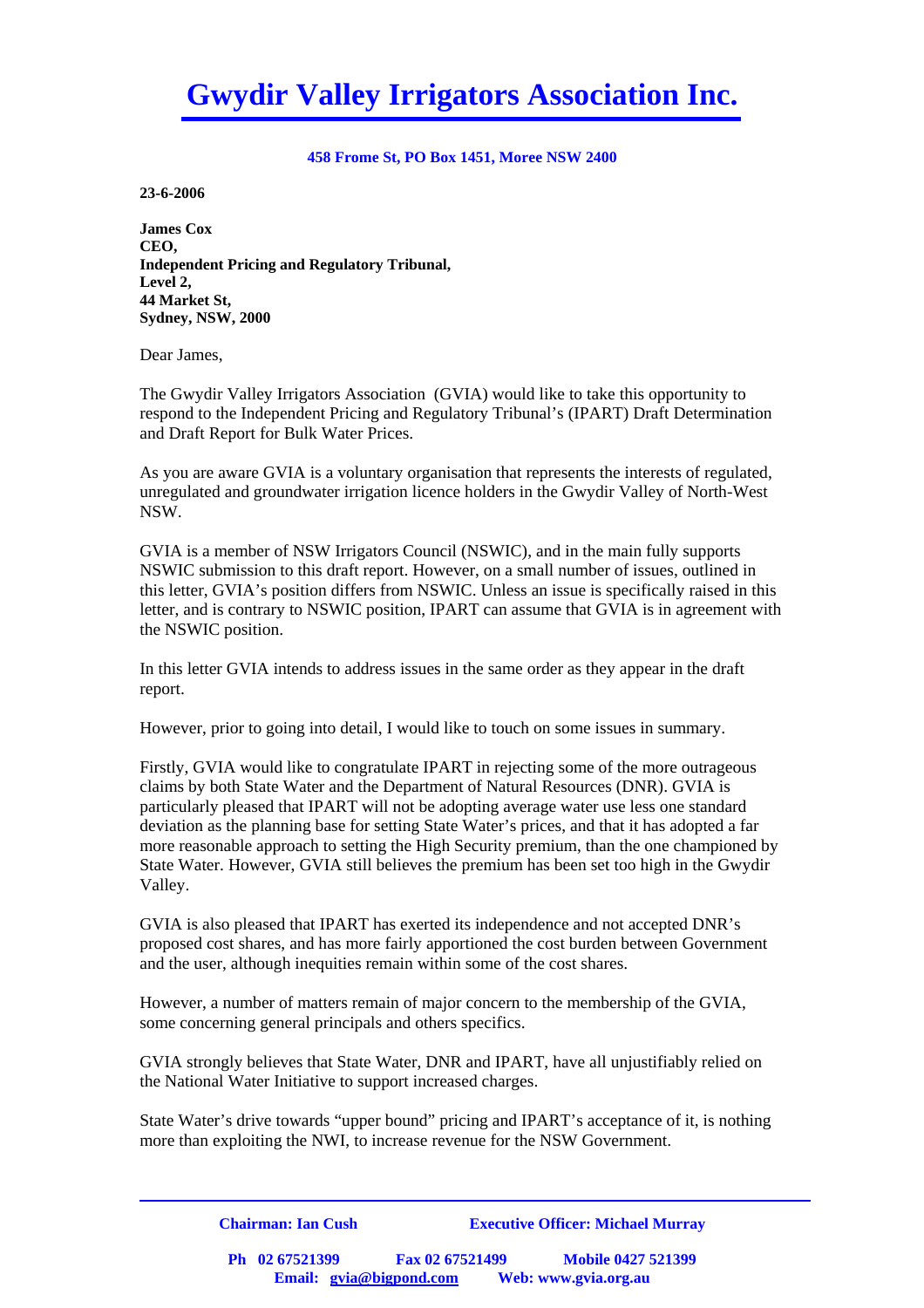# Gwydir Valley Irrigators Association Inc.

**458 Frome St, PO Box 1451, Moree NSW 2400**

**23-6-2006**

**James Cox**
**CEO,**
**Independent Pricing and Regulatory Tribunal,**
**Level 2,**
**44 Market St,**
**Sydney, NSW, 2000**

Dear James,

The Gwydir Valley Irrigators Association (GVIA) would like to take this opportunity to respond to the Independent Pricing and Regulatory Tribunal's (IPART) Draft Determination and Draft Report for Bulk Water Prices.

As you are aware GVIA is a voluntary organisation that represents the interests of regulated, unregulated and groundwater irrigation licence holders in the Gwydir Valley of North-West NSW.

GVIA is a member of NSW Irrigators Council (NSWIC), and in the main fully supports NSWIC submission to this draft report. However, on a small number of issues, outlined in this letter, GVIA's position differs from NSWIC. Unless an issue is specifically raised in this letter, and is contrary to NSWIC position, IPART can assume that GVIA is in agreement with the NSWIC position.

In this letter GVIA intends to address issues in the same order as they appear in the draft report.

However, prior to going into detail, I would like to touch on some issues in summary.

Firstly, GVIA would like to congratulate IPART in rejecting some of the more outrageous claims by both State Water and the Department of Natural Resources (DNR). GVIA is particularly pleased that IPART will not be adopting average water use less one standard deviation as the planning base for setting State Water's prices, and that it has adopted a far more reasonable approach to setting the High Security premium, than the one championed by State Water. However, GVIA still believes the premium has been set too high in the Gwydir Valley.

GVIA is also pleased that IPART has exerted its independence and not accepted DNR's proposed cost shares, and has more fairly apportioned the cost burden between Government and the user, although inequities remain within some of the cost shares.

However, a number of matters remain of major concern to the membership of the GVIA, some concerning general principals and others specifics.

GVIA strongly believes that State Water, DNR and IPART, have all unjustifiably relied on the National Water Initiative to support increased charges.

State Water's drive towards "upper bound" pricing and IPART's acceptance of it, is nothing more than exploiting the NWI, to increase revenue for the NSW Government.

**Chairman: Ian Cush** **Executive Officer: Michael Murray**

**Ph 02 67521399** **Fax 02 67521499** **Mobile 0427 521399**
**Email: gvia@bigpond.com** **Web: www.gvia.org.au**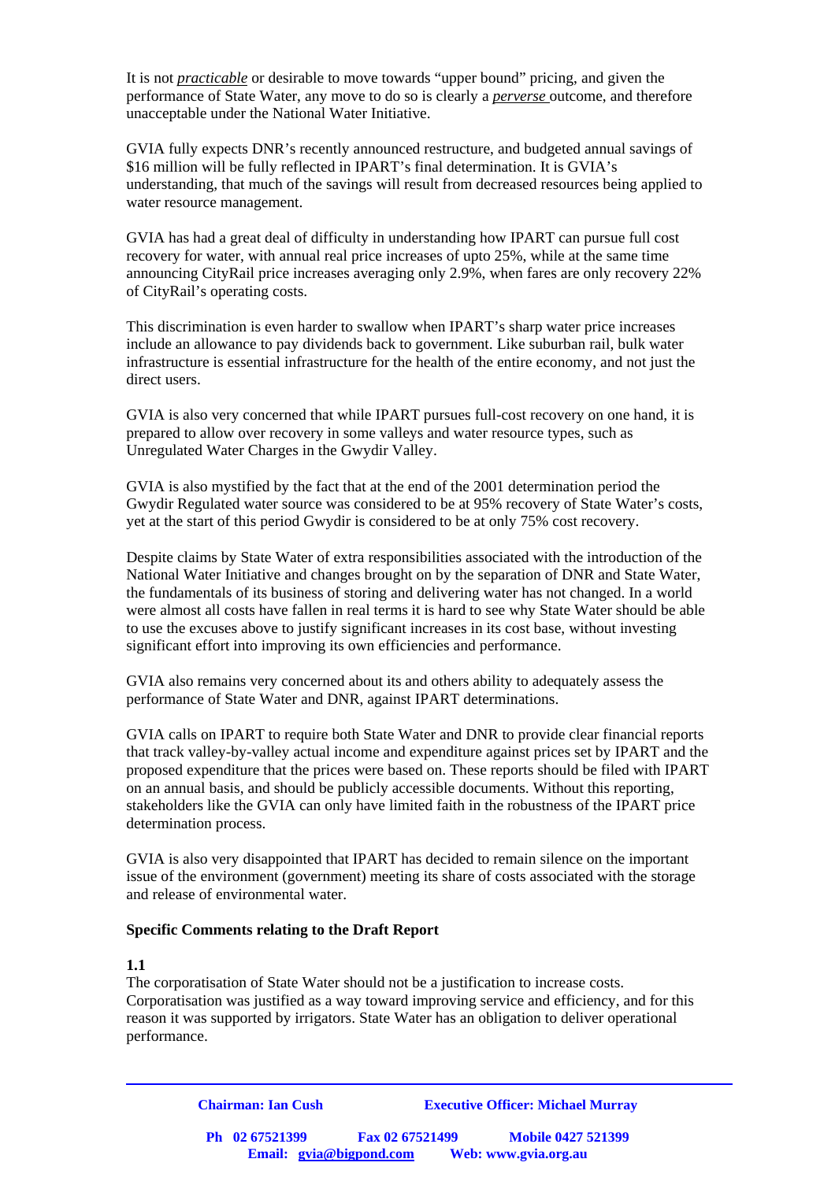It is not ***practicable*** or desirable to move towards "upper bound" pricing, and given the performance of State Water, any move to do so is clearly a ***perverse*** outcome, and therefore unacceptable under the National Water Initiative.

GVIA fully expects DNR's recently announced restructure, and budgeted annual savings of $16 million will be fully reflected in IPART's final determination. It is GVIA's understanding, that much of the savings will result from decreased resources being applied to water resource management.

GVIA has had a great deal of difficulty in understanding how IPART can pursue full cost recovery for water, with annual real price increases of upto 25%, while at the same time announcing CityRail price increases averaging only 2.9%, when fares are only recovery 22% of CityRail's operating costs.

This discrimination is even harder to swallow when IPART's sharp water price increases include an allowance to pay dividends back to government. Like suburban rail, bulk water infrastructure is essential infrastructure for the health of the entire economy, and not just the direct users.

GVIA is also very concerned that while IPART pursues full-cost recovery on one hand, it is prepared to allow over recovery in some valleys and water resource types, such as Unregulated Water Charges in the Gwydir Valley.

GVIA is also mystified by the fact that at the end of the 2001 determination period the Gwydir Regulated water source was considered to be at 95% recovery of State Water's costs, yet at the start of this period Gwydir is considered to be at only 75% cost recovery.

Despite claims by State Water of extra responsibilities associated with the introduction of the National Water Initiative and changes brought on by the separation of DNR and State Water, the fundamentals of its business of storing and delivering water has not changed. In a world were almost all costs have fallen in real terms it is hard to see why State Water should be able to use the excuses above to justify significant increases in its cost base, without investing significant effort into improving its own efficiencies and performance.

GVIA also remains very concerned about its and others ability to adequately assess the performance of State Water and DNR, against IPART determinations.

GVIA calls on IPART to require both State Water and DNR to provide clear financial reports that track valley-by-valley actual income and expenditure against prices set by IPART and the proposed expenditure that the prices were based on. These reports should be filed with IPART on an annual basis, and should be publicly accessible documents. Without this reporting, stakeholders like the GVIA can only have limited faith in the robustness of the IPART price determination process.

GVIA is also very disappointed that IPART has decided to remain silence on the important issue of the environment (government) meeting its share of costs associated with the storage and release of environmental water.

**Specific Comments relating to the Draft Report**

**1.1**
The corporatisation of State Water should not be a justification to increase costs. Corporatisation was justified as a way toward improving service and efficiency, and for this reason it was supported by irrigators. State Water has an obligation to deliver operational performance.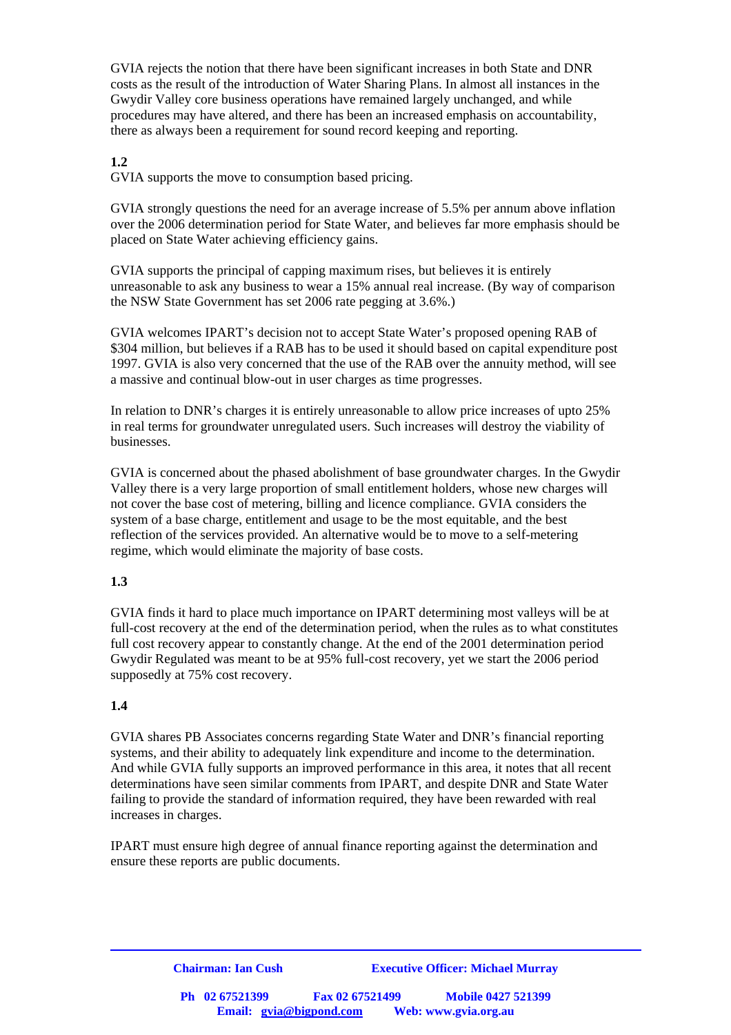GVIA rejects the notion that there have been significant increases in both State and DNR costs as the result of the introduction of Water Sharing Plans. In almost all instances in the Gwydir Valley core business operations have remained largely unchanged, and while procedures may have altered, and there has been an increased emphasis on accountability, there as always been a requirement for sound record keeping and reporting.

**1.2**

GVIA supports the move to consumption based pricing.

GVIA strongly questions the need for an average increase of 5.5% per annum above inflation over the 2006 determination period for State Water, and believes far more emphasis should be placed on State Water achieving efficiency gains.

GVIA supports the principal of capping maximum rises, but believes it is entirely unreasonable to ask any business to wear a 15% annual real increase. (By way of comparison the NSW State Government has set 2006 rate pegging at 3.6%.)

GVIA welcomes IPART's decision not to accept State Water's proposed opening RAB of $304 million, but believes if a RAB has to be used it should based on capital expenditure post 1997. GVIA is also very concerned that the use of the RAB over the annuity method, will see a massive and continual blow-out in user charges as time progresses.

In relation to DNR's charges it is entirely unreasonable to allow price increases of upto 25% in real terms for groundwater unregulated users. Such increases will destroy the viability of businesses.

GVIA is concerned about the phased abolishment of base groundwater charges. In the Gwydir Valley there is a very large proportion of small entitlement holders, whose new charges will not cover the base cost of metering, billing and licence compliance. GVIA considers the system of a base charge, entitlement and usage to be the most equitable, and the best reflection of the services provided. An alternative would be to move to a self-metering regime, which would eliminate the majority of base costs.

**1.3**

GVIA finds it hard to place much importance on IPART determining most valleys will be at full-cost recovery at the end of the determination period, when the rules as to what constitutes full cost recovery appear to constantly change. At the end of the 2001 determination period Gwydir Regulated was meant to be at 95% full-cost recovery, yet we start the 2006 period supposedly at 75% cost recovery.

**1.4**

GVIA shares PB Associates concerns regarding State Water and DNR's financial reporting systems, and their ability to adequately link expenditure and income to the determination. And while GVIA fully supports an improved performance in this area, it notes that all recent determinations have seen similar comments from IPART, and despite DNR and State Water failing to provide the standard of information required, they have been rewarded with real increases in charges.

IPART must ensure high degree of annual finance reporting against the determination and ensure these reports are public documents.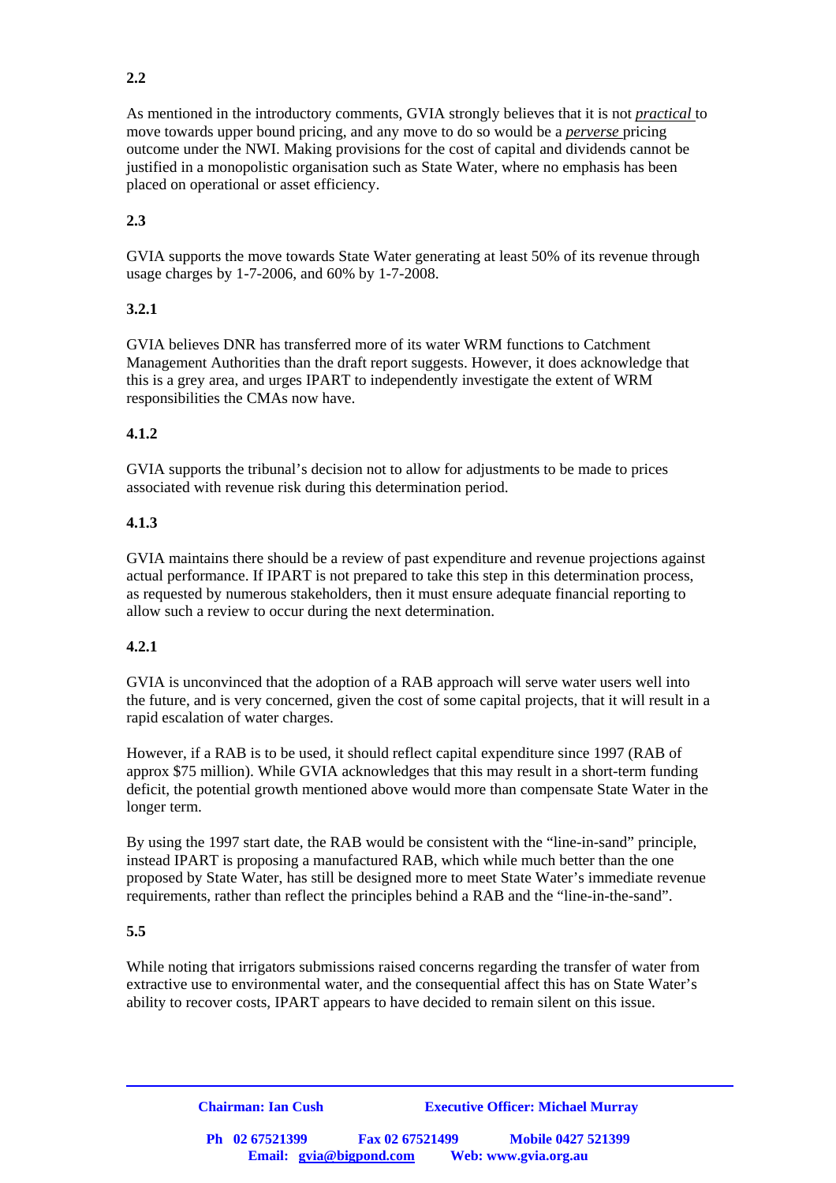**2.2**

As mentioned in the introductory comments, GVIA strongly believes that it is not *practical* to move towards upper bound pricing, and any move to do so would be a *perverse* pricing outcome under the NWI. Making provisions for the cost of capital and dividends cannot be justified in a monopolistic organisation such as State Water, where no emphasis has been placed on operational or asset efficiency.

**2.3**

GVIA supports the move towards State Water generating at least 50% of its revenue through usage charges by 1-7-2006, and 60% by 1-7-2008.

**3.2.1**

GVIA believes DNR has transferred more of its water WRM functions to Catchment Management Authorities than the draft report suggests. However, it does acknowledge that this is a grey area, and urges IPART to independently investigate the extent of WRM responsibilities the CMAs now have.

**4.1.2**

GVIA supports the tribunal's decision not to allow for adjustments to be made to prices associated with revenue risk during this determination period.

**4.1.3**

GVIA maintains there should be a review of past expenditure and revenue projections against actual performance. If IPART is not prepared to take this step in this determination process, as requested by numerous stakeholders, then it must ensure adequate financial reporting to allow such a review to occur during the next determination.

**4.2.1**

GVIA is unconvinced that the adoption of a RAB approach will serve water users well into the future, and is very concerned, given the cost of some capital projects, that it will result in a rapid escalation of water charges.

However, if a RAB is to be used, it should reflect capital expenditure since 1997 (RAB of approx $75 million). While GVIA acknowledges that this may result in a short-term funding deficit, the potential growth mentioned above would more than compensate State Water in the longer term.

By using the 1997 start date, the RAB would be consistent with the "line-in-sand" principle, instead IPART is proposing a manufactured RAB, which while much better than the one proposed by State Water, has still be designed more to meet State Water's immediate revenue requirements, rather than reflect the principles behind a RAB and the "line-in-the-sand".

**5.5**

While noting that irrigators submissions raised concerns regarding the transfer of water from extractive use to environmental water, and the consequential affect this has on State Water's ability to recover costs, IPART appears to have decided to remain silent on this issue.

**Chairman: Ian Cush** **Executive Officer: Michael Murray**

**Ph 02 67521399** **Fax 02 67521499** **Mobile 0427 521399**
**Email: gvia@bigpond.com** **Web: www.gvia.org.au**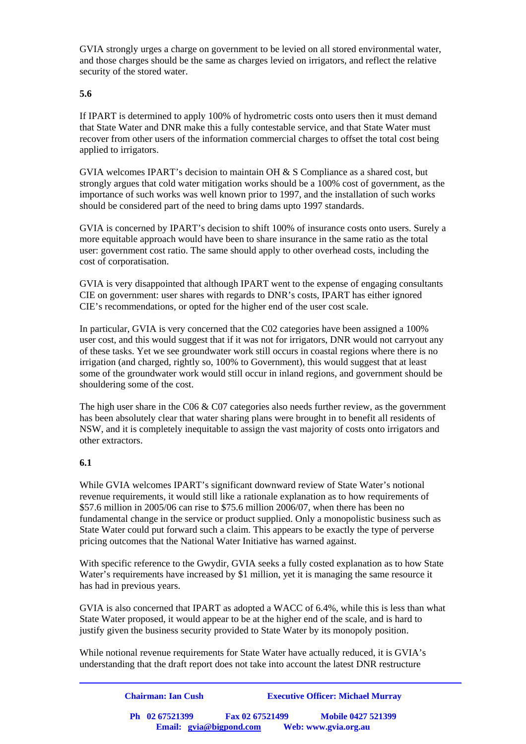GVIA strongly urges a charge on government to be levied on all stored environmental water, and those charges should be the same as charges levied on irrigators, and reflect the relative security of the stored water.

**5.6**

If IPART is determined to apply 100% of hydrometric costs onto users then it must demand that State Water and DNR make this a fully contestable service, and that State Water must recover from other users of the information commercial charges to offset the total cost being applied to irrigators.

GVIA welcomes IPART's decision to maintain OH & S Compliance as a shared cost, but strongly argues that cold water mitigation works should be a 100% cost of government, as the importance of such works was well known prior to 1997, and the installation of such works should be considered part of the need to bring dams upto 1997 standards.

GVIA is concerned by IPART's decision to shift 100% of insurance costs onto users. Surely a more equitable approach would have been to share insurance in the same ratio as the total user: government cost ratio. The same should apply to other overhead costs, including the cost of corporatisation.

GVIA is very disappointed that although IPART went to the expense of engaging consultants CIE on government: user shares with regards to DNR's costs, IPART has either ignored CIE's recommendations, or opted for the higher end of the user cost scale.

In particular, GVIA is very concerned that the C02 categories have been assigned a 100% user cost, and this would suggest that if it was not for irrigators, DNR would not carryout any of these tasks. Yet we see groundwater work still occurs in coastal regions where there is no irrigation (and charged, rightly so, 100% to Government), this would suggest that at least some of the groundwater work would still occur in inland regions, and government should be shouldering some of the cost.

The high user share in the C06 & C07 categories also needs further review, as the government has been absolutely clear that water sharing plans were brought in to benefit all residents of NSW, and it is completely inequitable to assign the vast majority of costs onto irrigators and other extractors.

**6.1**

While GVIA welcomes IPART's significant downward review of State Water's notional revenue requirements, it would still like a rationale explanation as to how requirements of $57.6 million in 2005/06 can rise to $75.6 million 2006/07, when there has been no fundamental change in the service or product supplied. Only a monopolistic business such as State Water could put forward such a claim. This appears to be exactly the type of perverse pricing outcomes that the National Water Initiative has warned against.

With specific reference to the Gwydir, GVIA seeks a fully costed explanation as to how State Water's requirements have increased by $1 million, yet it is managing the same resource it has had in previous years.

GVIA is also concerned that IPART as adopted a WACC of 6.4%, while this is less than what State Water proposed, it would appear to be at the higher end of the scale, and is hard to justify given the business security provided to State Water by its monopoly position.

While notional revenue requirements for State Water have actually reduced, it is GVIA's understanding that the draft report does not take into account the latest DNR restructure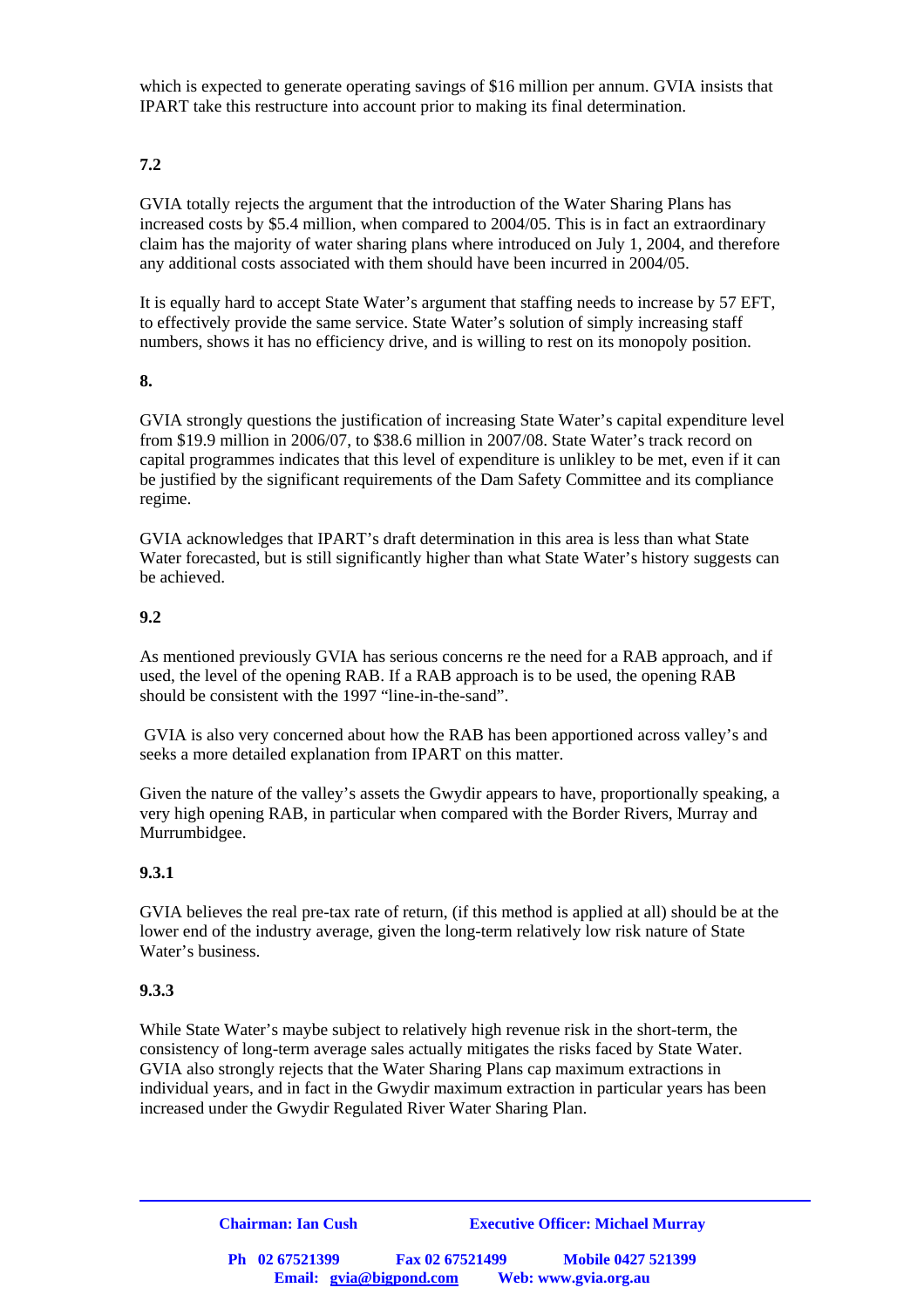which is expected to generate operating savings of $16 million per annum. GVIA insists that IPART take this restructure into account prior to making its final determination.

**7.2**

GVIA totally rejects the argument that the introduction of the Water Sharing Plans has increased costs by $5.4 million, when compared to 2004/05. This is in fact an extraordinary claim has the majority of water sharing plans where introduced on July 1, 2004, and therefore any additional costs associated with them should have been incurred in 2004/05.

It is equally hard to accept State Water's argument that staffing needs to increase by 57 EFT, to effectively provide the same service. State Water's solution of simply increasing staff numbers, shows it has no efficiency drive, and is willing to rest on its monopoly position.

**8.**

GVIA strongly questions the justification of increasing State Water's capital expenditure level from $19.9 million in 2006/07, to $38.6 million in 2007/08. State Water's track record on capital programmes indicates that this level of expenditure is unlikley to be met, even if it can be justified by the significant requirements of the Dam Safety Committee and its compliance regime.

GVIA acknowledges that IPART's draft determination in this area is less than what State Water forecasted, but is still significantly higher than what State Water's history suggests can be achieved.

**9.2**

As mentioned previously GVIA has serious concerns re the need for a RAB approach, and if used, the level of the opening RAB. If a RAB approach is to be used, the opening RAB should be consistent with the 1997 "line-in-the-sand".

GVIA is also very concerned about how the RAB has been apportioned across valley's and seeks a more detailed explanation from IPART on this matter.

Given the nature of the valley's assets the Gwydir appears to have, proportionally speaking, a very high opening RAB, in particular when compared with the Border Rivers, Murray and Murrumbidgee.

**9.3.1**

GVIA believes the real pre-tax rate of return, (if this method is applied at all) should be at the lower end of the industry average, given the long-term relatively low risk nature of State Water's business.

**9.3.3**

While State Water's maybe subject to relatively high revenue risk in the short-term, the consistency of long-term average sales actually mitigates the risks faced by State Water. GVIA also strongly rejects that the Water Sharing Plans cap maximum extractions in individual years, and in fact in the Gwydir maximum extraction in particular years has been increased under the Gwydir Regulated River Water Sharing Plan.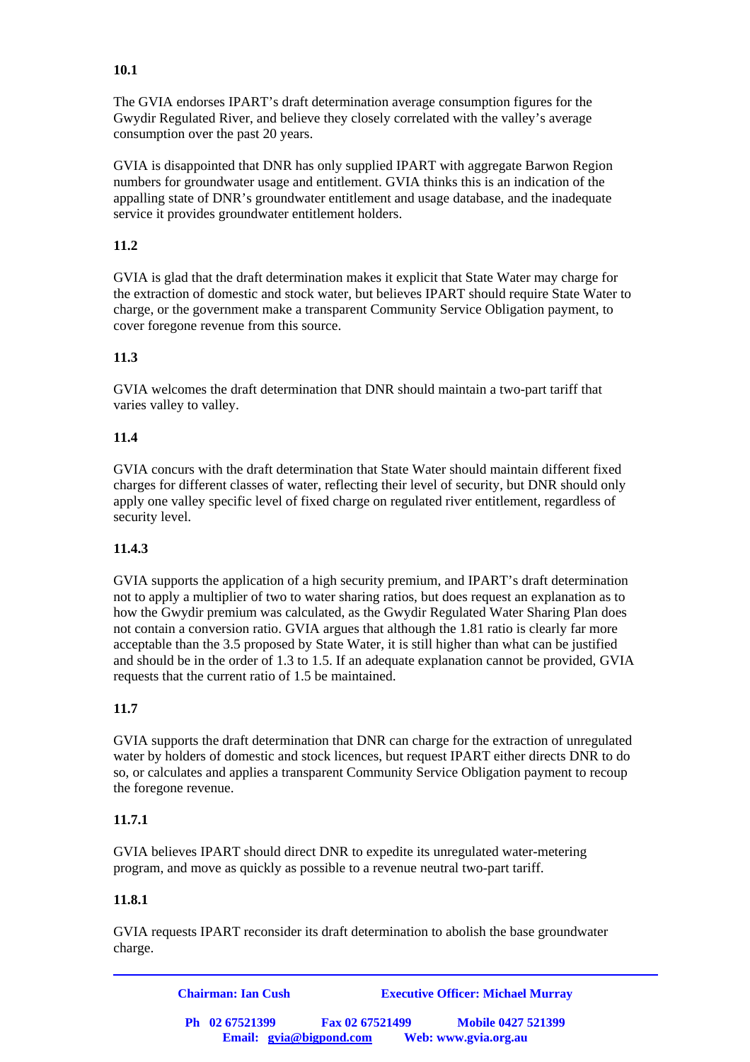**10.1**

The GVIA endorses IPART's draft determination average consumption figures for the Gwydir Regulated River, and believe they closely correlated with the valley's average consumption over the past 20 years.

GVIA is disappointed that DNR has only supplied IPART with aggregate Barwon Region numbers for groundwater usage and entitlement. GVIA thinks this is an indication of the appalling state of DNR's groundwater entitlement and usage database, and the inadequate service it provides groundwater entitlement holders.

**11.2**

GVIA is glad that the draft determination makes it explicit that State Water may charge for the extraction of domestic and stock water, but believes IPART should require State Water to charge, or the government make a transparent Community Service Obligation payment, to cover foregone revenue from this source.

**11.3**

GVIA welcomes the draft determination that DNR should maintain a two-part tariff that varies valley to valley.

**11.4**

GVIA concurs with the draft determination that State Water should maintain different fixed charges for different classes of water, reflecting their level of security, but DNR should only apply one valley specific level of fixed charge on regulated river entitlement, regardless of security level.

**11.4.3**

GVIA supports the application of a high security premium, and IPART's draft determination not to apply a multiplier of two to water sharing ratios, but does request an explanation as to how the Gwydir premium was calculated, as the Gwydir Regulated Water Sharing Plan does not contain a conversion ratio. GVIA argues that although the 1.81 ratio is clearly far more acceptable than the 3.5 proposed by State Water, it is still higher than what can be justified and should be in the order of 1.3 to 1.5. If an adequate explanation cannot be provided, GVIA requests that the current ratio of 1.5 be maintained.

**11.7**

GVIA supports the draft determination that DNR can charge for the extraction of unregulated water by holders of domestic and stock licences, but request IPART either directs DNR to do so, or calculates and applies a transparent Community Service Obligation payment to recoup the foregone revenue.

**11.7.1**

GVIA believes IPART should direct DNR to expedite its unregulated water-metering program, and move as quickly as possible to a revenue neutral two-part tariff.

**11.8.1**

GVIA requests IPART reconsider its draft determination to abolish the base groundwater charge.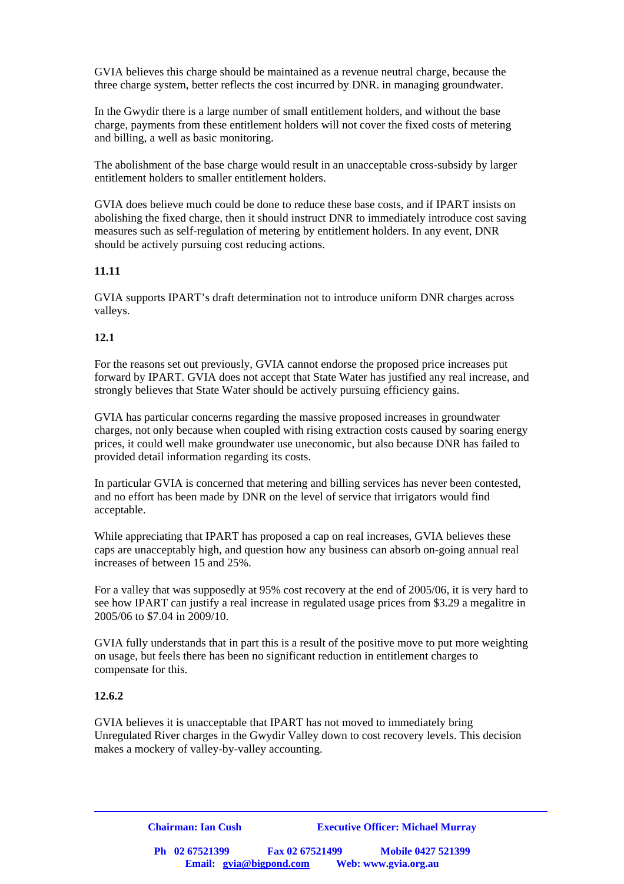GVIA believes this charge should be maintained as a revenue neutral charge, because the three charge system, better reflects the cost incurred by DNR. in managing groundwater.

In the Gwydir there is a large number of small entitlement holders, and without the base charge, payments from these entitlement holders will not cover the fixed costs of metering and billing, a well as basic monitoring.

The abolishment of the base charge would result in an unacceptable cross-subsidy by larger entitlement holders to smaller entitlement holders.

GVIA does believe much could be done to reduce these base costs, and if IPART insists on abolishing the fixed charge, then it should instruct DNR to immediately introduce cost saving measures such as self-regulation of metering by entitlement holders. In any event, DNR should be actively pursuing cost reducing actions.

**11.11**

GVIA supports IPART's draft determination not to introduce uniform DNR charges across valleys.

**12.1**

For the reasons set out previously, GVIA cannot endorse the proposed price increases put forward by IPART. GVIA does not accept that State Water has justified any real increase, and strongly believes that State Water should be actively pursuing efficiency gains.

GVIA has particular concerns regarding the massive proposed increases in groundwater charges, not only because when coupled with rising extraction costs caused by soaring energy prices, it could well make groundwater use uneconomic, but also because DNR has failed to provided detail information regarding its costs.

In particular GVIA is concerned that metering and billing services has never been contested, and no effort has been made by DNR on the level of service that irrigators would find acceptable.

While appreciating that IPART has proposed a cap on real increases, GVIA believes these caps are unacceptably high, and question how any business can absorb on-going annual real increases of between 15 and 25%.

For a valley that was supposedly at 95% cost recovery at the end of 2005/06, it is very hard to see how IPART can justify a real increase in regulated usage prices from $3.29 a megalitre in 2005/06 to $7.04 in 2009/10.

GVIA fully understands that in part this is a result of the positive move to put more weighting on usage, but feels there has been no significant reduction in entitlement charges to compensate for this.

**12.6.2**

GVIA believes it is unacceptable that IPART has not moved to immediately bring Unregulated River charges in the Gwydir Valley down to cost recovery levels. This decision makes a mockery of valley-by-valley accounting.

**Chairman: Ian Cush** **Executive Officer: Michael Murray**

**Ph 02 67521399** **Fax 02 67521499** **Mobile 0427 521399**
**Email: gvia@bigpond.com** **Web: www.gvia.org.au**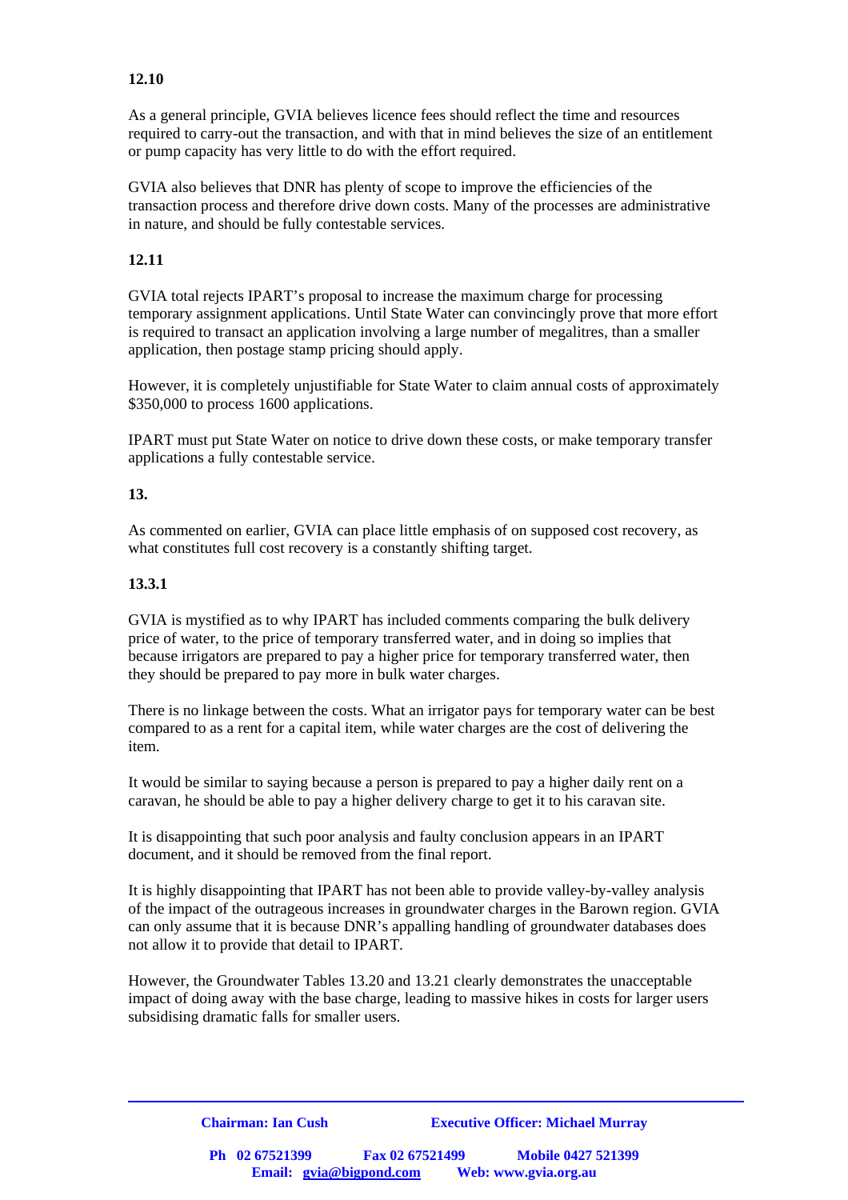**12.10**

As a general principle, GVIA believes licence fees should reflect the time and resources required to carry-out the transaction, and with that in mind believes the size of an entitlement or pump capacity has very little to do with the effort required.

GVIA also believes that DNR has plenty of scope to improve the efficiencies of the transaction process and therefore drive down costs. Many of the processes are administrative in nature, and should be fully contestable services.

**12.11**

GVIA total rejects IPART's proposal to increase the maximum charge for processing temporary assignment applications. Until State Water can convincingly prove that more effort is required to transact an application involving a large number of megalitres, than a smaller application, then postage stamp pricing should apply.

However, it is completely unjustifiable for State Water to claim annual costs of approximately $350,000 to process 1600 applications.

IPART must put State Water on notice to drive down these costs, or make temporary transfer applications a fully contestable service.

**13.**

As commented on earlier, GVIA can place little emphasis of on supposed cost recovery, as what constitutes full cost recovery is a constantly shifting target.

**13.3.1**

GVIA is mystified as to why IPART has included comments comparing the bulk delivery price of water, to the price of temporary transferred water, and in doing so implies that because irrigators are prepared to pay a higher price for temporary transferred water, then they should be prepared to pay more in bulk water charges.

There is no linkage between the costs. What an irrigator pays for temporary water can be best compared to as a rent for a capital item, while water charges are the cost of delivering the item.

It would be similar to saying because a person is prepared to pay a higher daily rent on a caravan, he should be able to pay a higher delivery charge to get it to his caravan site.

It is disappointing that such poor analysis and faulty conclusion appears in an IPART document, and it should be removed from the final report.

It is highly disappointing that IPART has not been able to provide valley-by-valley analysis of the impact of the outrageous increases in groundwater charges in the Barown region. GVIA can only assume that it is because DNR's appalling handling of groundwater databases does not allow it to provide that detail to IPART.

However, the Groundwater Tables 13.20 and 13.21 clearly demonstrates the unacceptable impact of doing away with the base charge, leading to massive hikes in costs for larger users subsidising dramatic falls for smaller users.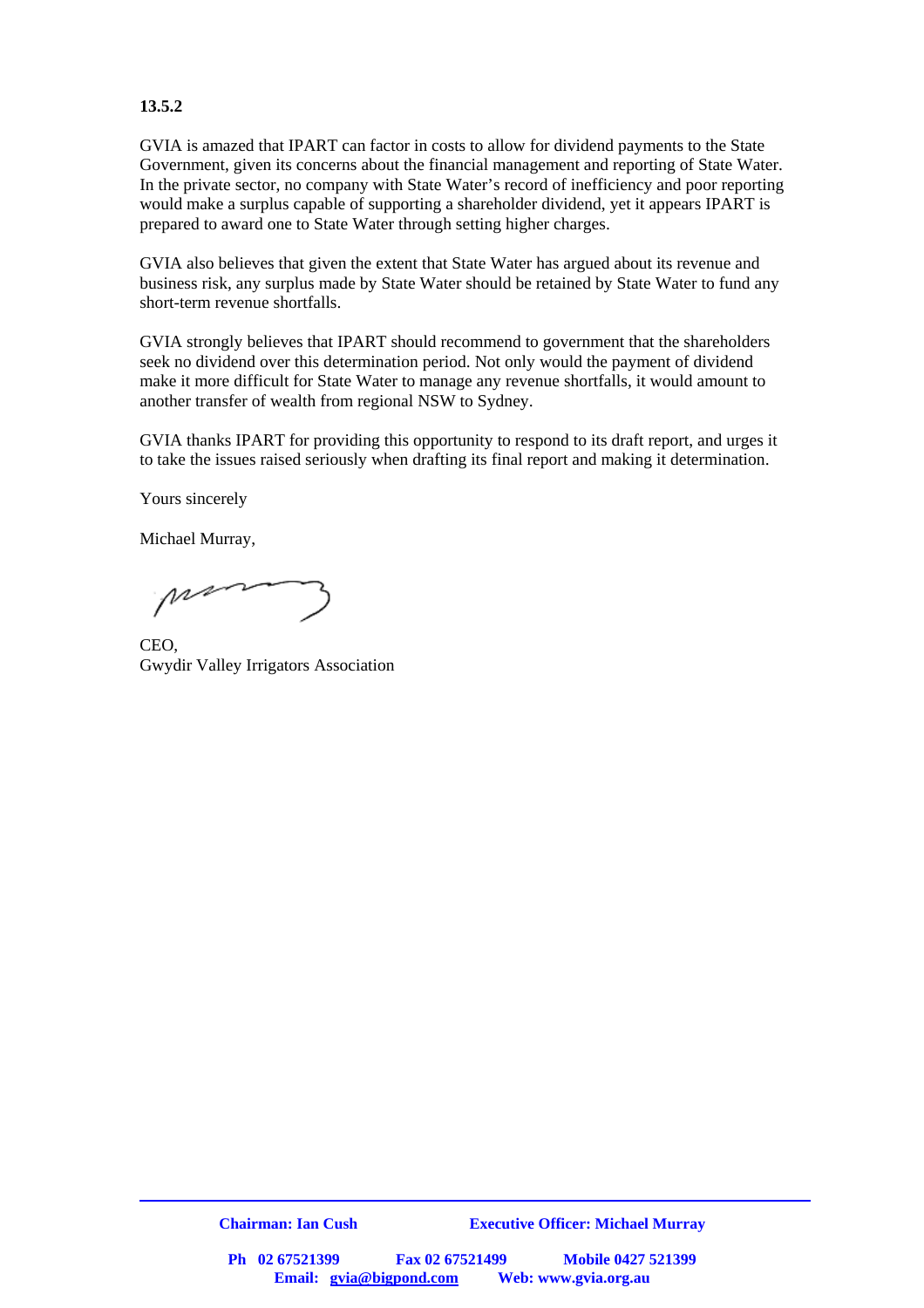**13.5.2**

GVIA is amazed that IPART can factor in costs to allow for dividend payments to the State Government, given its concerns about the financial management and reporting of State Water. In the private sector, no company with State Water's record of inefficiency and poor reporting would make a surplus capable of supporting a shareholder dividend, yet it appears IPART is prepared to award one to State Water through setting higher charges.

GVIA also believes that given the extent that State Water has argued about its revenue and business risk, any surplus made by State Water should be retained by State Water to fund any short-term revenue shortfalls.

GVIA strongly believes that IPART should recommend to government that the shareholders seek no dividend over this determination period. Not only would the payment of dividend make it more difficult for State Water to manage any revenue shortfalls, it would amount to another transfer of wealth from regional NSW to Sydney.

GVIA thanks IPART for providing this opportunity to respond to its draft report, and urges it to take the issues raised seriously when drafting its final report and making it determination.

Yours sincerely

Michael Murray,

CEO,
Gwydir Valley Irrigators Association

---

**Chairman: Ian Cush** **Executive Officer: Michael Murray**

**Ph 02 67521399** **Fax 02 67521499** **Mobile 0427 521399**
**Email: gvia@bigpond.com** **Web: www.gvia.org.au**